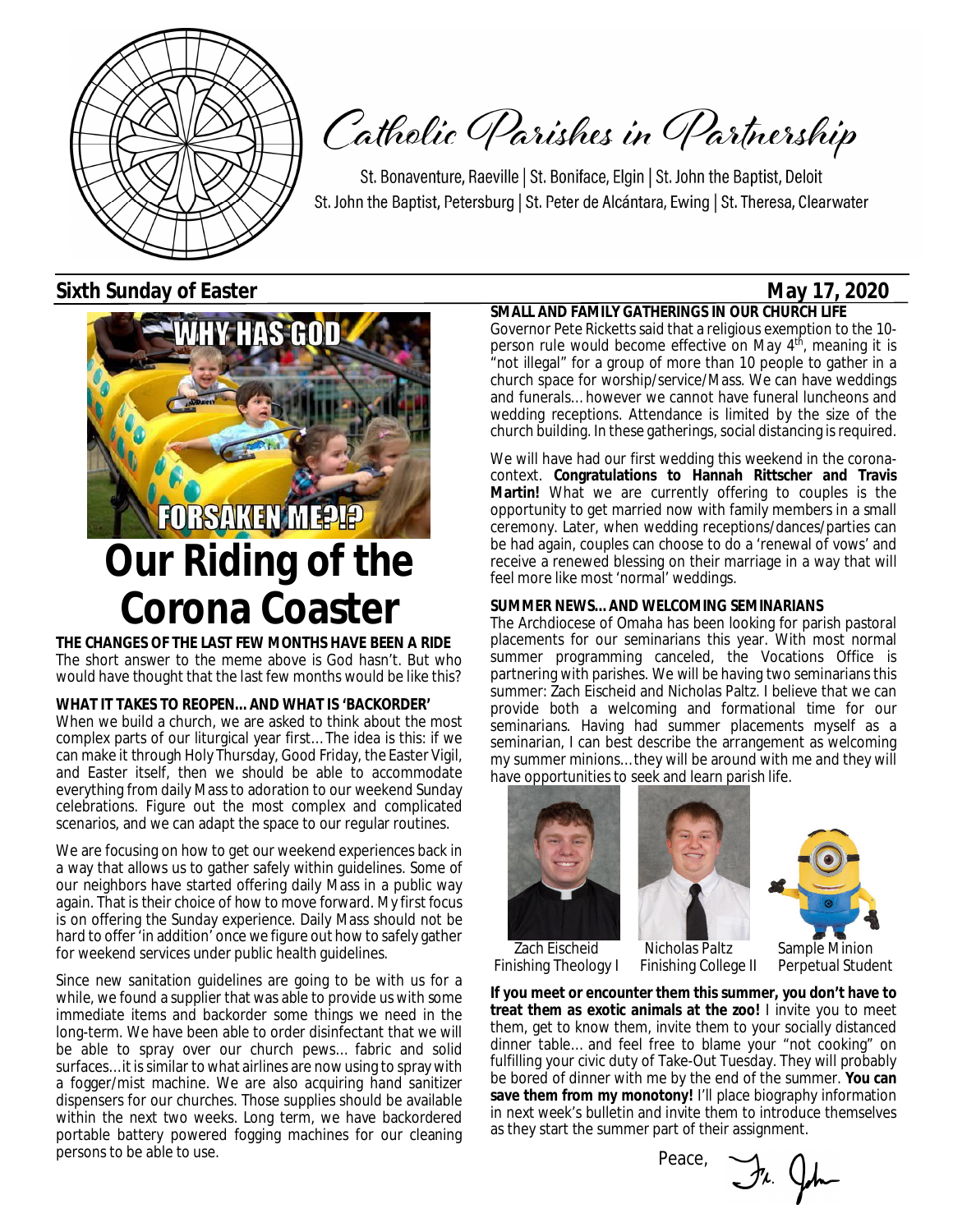# Catholic Parishes in Partnership

St. Bonaventure, Raeville | St. Boniface, Elgin | St. John the Baptist, Deloit
St. John the Baptist, Petersburg | St. Peter de Alcántara, Ewing | St. Theresa, Clearwater

**Sixth Sunday of Easter** **May 17, 2020**

WHY HAS GOD FORSAKEN ME?!?

# Our Riding of the Corona Coaster

**THE CHANGES OF THE LAST FEW MONTHS HAVE BEEN A RIDE**

The short answer to the meme above is God hasn't. But who would have thought that the last few months would be like this?

**WHAT IT TAKES TO REOPEN... AND WHAT IS 'BACKORDER'**

When we build a church, we are asked to think about the most complex parts of our liturgical year first... The idea is this: if we can make it through Holy Thursday, Good Friday, the Easter Vigil, and Easter itself, then we should be able to accommodate everything from daily Mass to adoration to our weekend Sunday celebrations. Figure out the most complex and complicated scenarios, and we can adapt the space to our regular routines.

We are focusing on how to get our weekend experiences back in a way that allows us to gather safely within guidelines. Some of our neighbors have started offering daily Mass in a public way again. That is their choice of how to move forward. My first focus is on offering the Sunday experience. Daily Mass should not be hard to offer 'in addition' once we figure out how to safely gather for weekend services under public health guidelines.

Since new sanitation guidelines are going to be with us for a while, we found a supplier that was able to provide us with some immediate items and backorder some things we need in the long-term. We have been able to order disinfectant that we will be able to spray over our church pews... fabric and solid surfaces... it is similar to what airlines are now using to spray with a fogger/mist machine. We are also acquiring hand sanitizer dispensers for our churches. Those supplies should be available within the next two weeks. Long term, we have backordered portable battery powered fogging machines for our cleaning persons to be able to use.

**SMALL AND FAMILY GATHERINGS IN OUR CHURCH LIFE**

Governor Pete Ricketts said that a religious exemption to the 10-person rule would become effective on May 4th, meaning it is "not illegal" for a group of more than 10 people to gather in a church space for worship/service/Mass. We can have weddings and funerals... however we cannot have funeral luncheons and wedding receptions. Attendance is limited by the size of the church building. In these gatherings, social distancing is required.

We will have had our first wedding this weekend in the corona-context. **Congratulations to Hannah Rittscher and Travis Martin!** What we are currently offering to couples is the opportunity to get married now with family members in a small ceremony. Later, when wedding receptions/dances/parties can be had again, couples can choose to do a 'renewal of vows' and receive a renewed blessing on their marriage in a way that will feel more like most 'normal' weddings.

**SUMMER NEWS... AND WELCOMING SEMINARIANS**

The Archdiocese of Omaha has been looking for parish pastoral placements for our seminarians this year. With most normal summer programming canceled, the Vocations Office is partnering with parishes. We will be having two seminarians this summer: Zach Eischeid and Nicholas Paltz. I believe that we can provide both a welcoming and formational time for our seminarians. Having had summer placements myself as a seminarian, I can best describe the arrangement as welcoming my summer minions... they will be around with me and they will have opportunities to seek and learn parish life.

Zach Eischeid
Finishing Theology I

Nicholas Paltz
Finishing College II

Sample Minion
Perpetual Student

**If you meet or encounter them this summer, you don't have to treat them as exotic animals at the zoo!** I invite you to meet them, get to know them, invite them to your socially distanced dinner table... and feel free to blame your "not cooking" on fulfilling your civic duty of Take-Out Tuesday. They will probably be bored of dinner with me by the end of the summer. **You can save them from my monotony!** I'll place biography information in next week's bulletin and invite them to introduce themselves as they start the summer part of their assignment.

Peace,
Fr. John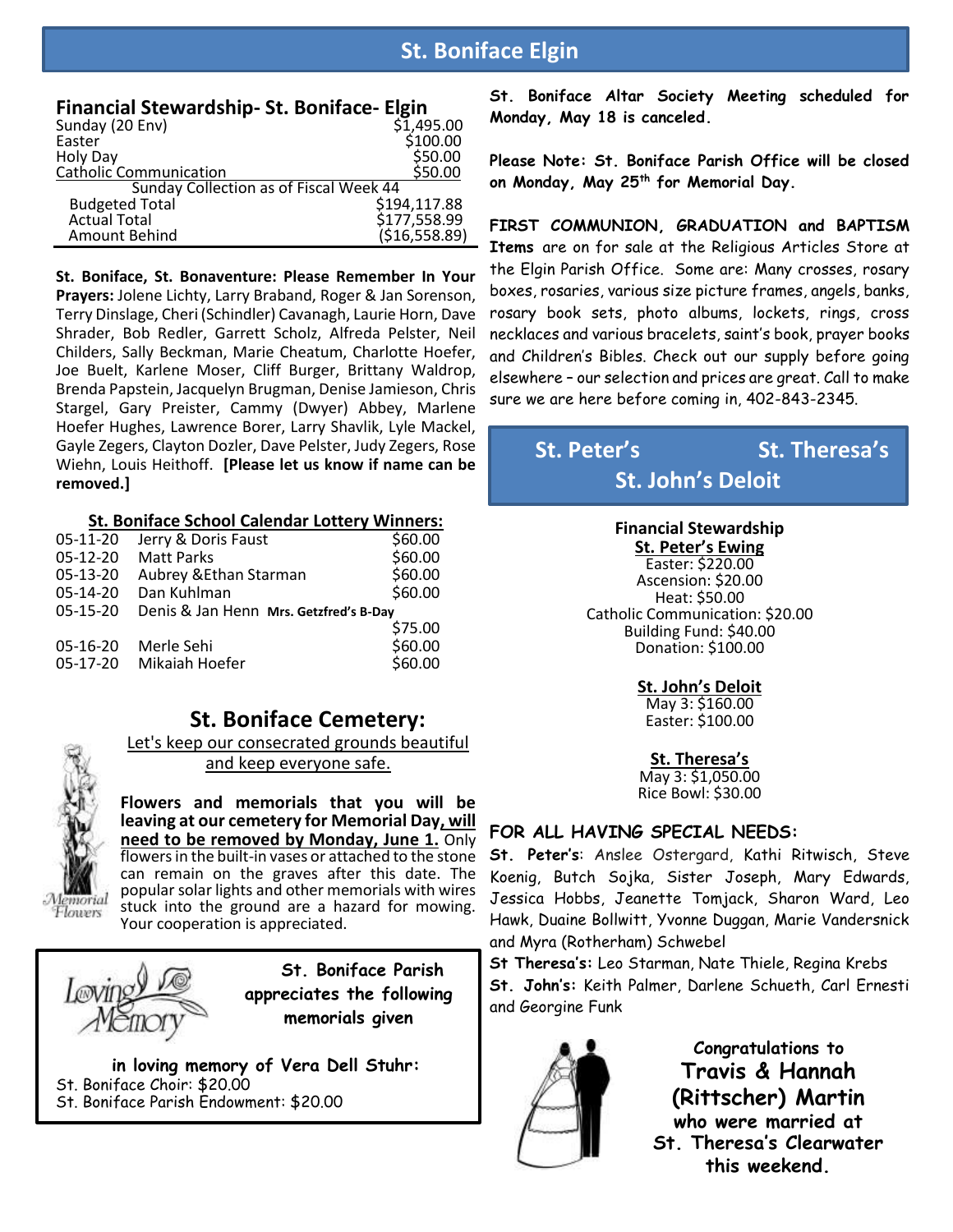# St. Boniface Elgin

## Financial Stewardship- St. Boniface- Elgin

| | |
|---|---|
| Sunday (20 Env) | $1,495.00 |
| Easter | $100.00 |
| Holy Day | $50.00 |
| Catholic Communication | $50.00 |
| Sunday Collection as of Fiscal Week 44 | |
| Budgeted Total | $194,117.88 |
| Actual Total | $177,558.99 |
| Amount Behind | ($16,558.89) |

**St. Boniface, St. Bonaventure: Please Remember In Your Prayers:** Jolene Lichty, Larry Braband, Roger & Jan Sorenson, Terry Dinslage, Cheri (Schindler) Cavanagh, Laurie Horn, Dave Shrader, Bob Redler, Garrett Scholz, Alfreda Pelster, Neil Childers, Sally Beckman, Marie Cheatum, Charlotte Hoefer, Joe Buelt, Karlene Moser, Cliff Burger, Brittany Waldrop, Brenda Papstein, Jacquelyn Brugman, Denise Jamieson, Chris Stargel, Gary Preister, Cammy (Dwyer) Abbey, Marlene Hoefer Hughes, Lawrence Borer, Larry Shavlik, Lyle Mackel, Gayle Zegers, Clayton Dozler, Dave Pelster, Judy Zegers, Rose Wiehn, Louis Heithoff. **[Please let us know if name can be removed.]**

### St. Boniface School Calendar Lottery Winners:

| | | |
|---|---|---|
| 05-11-20 | Jerry & Doris Faust | $60.00 |
| 05-12-20 | Matt Parks | $60.00 |
| 05-13-20 | Aubrey &Ethan Starman | $60.00 |
| 05-14-20 | Dan Kuhlman | $60.00 |
| 05-15-20 | Denis & Jan Henn **Mrs. Getzfred's B-Day** | $75.00 |
| 05-16-20 | Merle Sehi | $60.00 |
| 05-17-20 | Mikaiah Hoefer | $60.00 |

## St. Boniface Cemetery:

Let's keep our consecrated grounds beautiful and keep everyone safe.

**Flowers and memorials that you will be leaving at our cemetery for Memorial Day, will need to be removed by Monday, June 1.** Only flowers in the built-in vases or attached to the stone can remain on the graves after this date. The popular solar lights and other memorials with wires stuck into the ground are a hazard for mowing. Your cooperation is appreciated.

**St. Boniface Parish appreciates the following memorials given**

**in loving memory of Vera Dell Stuhr:**
St. Boniface Choir: $20.00
St. Boniface Parish Endowment: $20.00

**St. Boniface Altar Society Meeting scheduled for Monday, May 18 is canceled.**

**Please Note: St. Boniface Parish Office will be closed on Monday, May 25th for Memorial Day.**

**FIRST COMMUNION, GRADUATION and BAPTISM Items** are on for sale at the Religious Articles Store at the Elgin Parish Office. Some are: Many crosses, rosary boxes, rosaries, various size picture frames, angels, banks, rosary book sets, photo albums, lockets, rings, cross necklaces and various bracelets, saint's book, prayer books and Children's Bibles. Check out our supply before going elsewhere – our selection and prices are great. Call to make sure we are here before coming in, 402-843-2345.

# St. Peter's St. Theresa's St. John's Deloit

## Financial Stewardship

**St. Peter's Ewing**
Easter: $220.00
Ascension: $20.00
Heat: $50.00
Catholic Communication: $20.00
Building Fund: $40.00
Donation: $100.00

**St. John's Deloit**
May 3: $160.00
Easter: $100.00

**St. Theresa's**
May 3: $1,050.00
Rice Bowl: $30.00

### FOR ALL HAVING SPECIAL NEEDS:

**St. Peter's**: Anslee Ostergard, Kathi Ritwisch, Steve Koenig, Butch Sojka, Sister Joseph, Mary Edwards, Jessica Hobbs, Jeanette Tomjack, Sharon Ward, Leo Hawk, Duaine Bollwitt, Yvonne Duggan, Marie Vandersnick and Myra (Rotherham) Schwebel

**St Theresa's:** Leo Starman, Nate Thiele, Regina Krebs

**St. John's:** Keith Palmer, Darlene Schueth, Carl Ernesti and Georgine Funk

**Congratulations to Travis & Hannah (Rittscher) Martin who were married at St. Theresa's Clearwater this weekend.**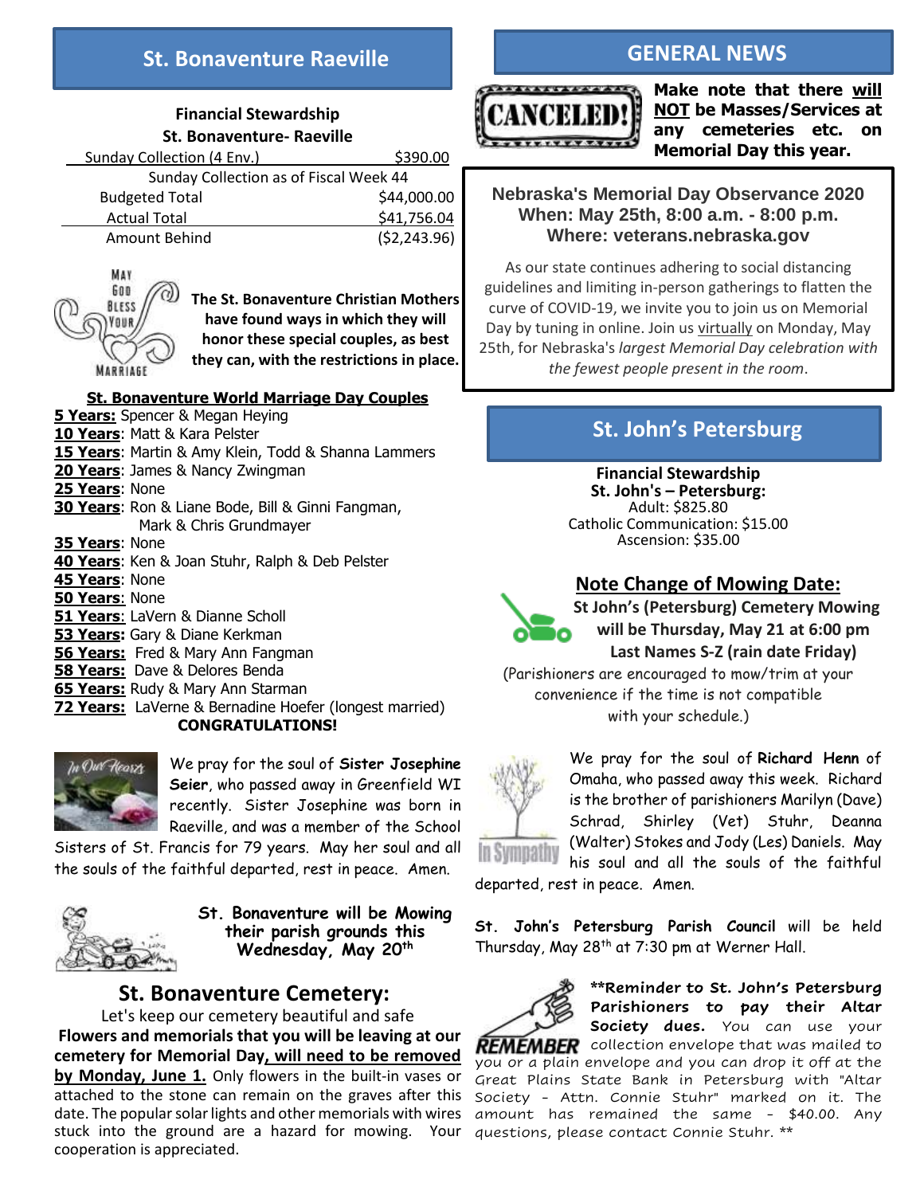## St. Bonaventure Raeville

**Financial Stewardship**
**St. Bonaventure- Raeville**

| Sunday Collection (4 Env.) | $390.00 |
|---|---|
| Sunday Collection as of Fiscal Week 44 | |
| Budgeted Total | $44,000.00 |
| Actual Total | $41,756.04 |
| Amount Behind | ($2,243.96) |

**The St. Bonaventure Christian Mothers have found ways in which they will honor these special couples, as best they can, with the restrictions in place.**

**St. Bonaventure World Marriage Day Couples**

**5 Years:** Spencer & Megan Heying
**10 Years**: Matt & Kara Pelster
**15 Years**: Martin & Amy Klein, Todd & Shanna Lammers
**20 Years**: James & Nancy Zwingman
**25 Years**: None
**30 Years**: Ron & Liane Bode, Bill & Ginni Fangman, Mark & Chris Grundmayer
**35 Years**: None
**40 Years**: Ken & Joan Stuhr, Ralph & Deb Pelster
**45 Years**: None
**50 Years**: None
**51 Years**: LaVern & Dianne Scholl
**53 Years:** Gary & Diane Kerkman
**56 Years:** Fred & Mary Ann Fangman
**58 Years:** Dave & Delores Benda
**65 Years:** Rudy & Mary Ann Starman
**72 Years:** LaVerne & Bernadine Hoefer (longest married)

**CONGRATULATIONS!**

We pray for the soul of **Sister Josephine Seier**, who passed away in Greenfield WI recently. Sister Josephine was born in Raeville, and was a member of the School Sisters of St. Francis for 79 years. May her soul and all the souls of the faithful departed, rest in peace. Amen.

**St. Bonaventure will be Mowing their parish grounds this Wednesday, May 20th**

### St. Bonaventure Cemetery:

Let's keep our cemetery beautiful and safe

**Flowers and memorials that you will be leaving at our cemetery for Memorial Day, will need to be removed by Monday, June 1.** Only flowers in the built-in vases or attached to the stone can remain on the graves after this date. The popular solar lights and other memorials with wires stuck into the ground are a hazard for mowing. Your cooperation is appreciated.

## GENERAL NEWS

CANCELED!

**Make note that there will NOT be Masses/Services at any cemeteries etc. on Memorial Day this year.**

**Nebraska's Memorial Day Observance 2020**
**When: May 25th, 8:00 a.m. - 8:00 p.m.**
**Where: veterans.nebraska.gov**

As our state continues adhering to social distancing guidelines and limiting in-person gatherings to flatten the curve of COVID-19, we invite you to join us on Memorial Day by tuning in online. Join us virtually on Monday, May 25th, for Nebraska's *largest Memorial Day celebration with the fewest people present in the room*.

## St. John's Petersburg

**Financial Stewardship**
**St. John's – Petersburg:**
Adult: $825.80
Catholic Communication: $15.00
Ascension: $35.00

**Note Change of Mowing Date:**

**St John's (Petersburg) Cemetery Mowing will be Thursday, May 21 at 6:00 pm Last Names S-Z (rain date Friday)**

(Parishioners are encouraged to mow/trim at your convenience if the time is not compatible with your schedule.)

We pray for the soul of **Richard Henn** of Omaha, who passed away this week. Richard is the brother of parishioners Marilyn (Dave) Schrad, Shirley (Vet) Stuhr, Deanna (Walter) Stokes and Jody (Les) Daniels. May his soul and all the souls of the faithful departed, rest in peace. Amen.

**St. John's Petersburg Parish Council** will be held Thursday, May 28th at 7:30 pm at Werner Hall.

**Reminder to St. John's Petersburg Parishioners to pay their Altar Society dues.** You can use your collection envelope that was mailed to you or a plain envelope and you can drop it off at the Great Plains State Bank in Petersburg with "Altar Society - Attn. Connie Stuhr" marked on it. The amount has remained the same - $40.00. Any questions, please contact Connie Stuhr. **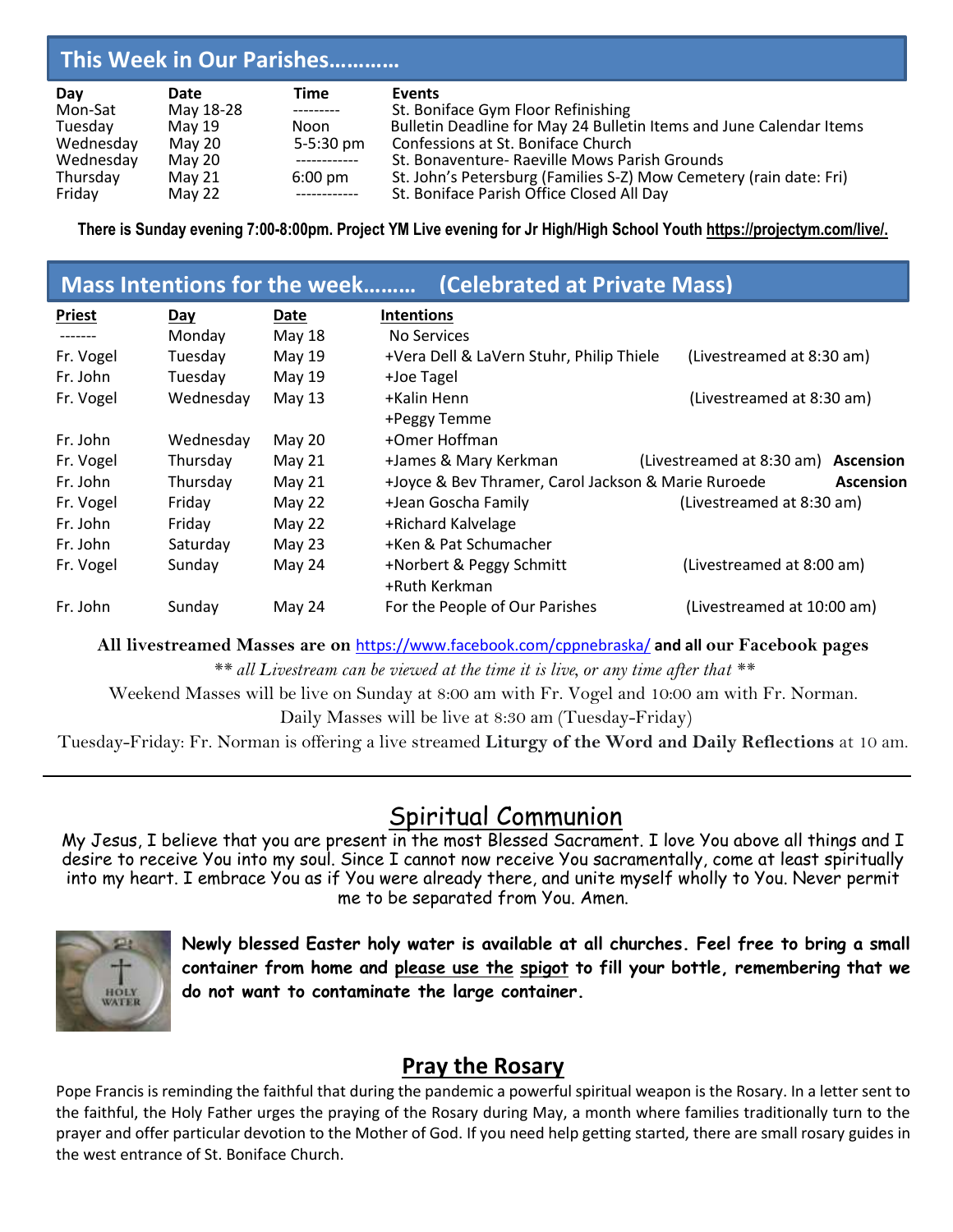## This Week in Our Parishes…………

| Day | Date | Time | Events |
|---|---|---|---|
| Mon-Sat | May 18-28 | --------- | St. Boniface Gym Floor Refinishing |
| Tuesday | May 19 | Noon | Bulletin Deadline for May 24 Bulletin Items and June Calendar Items |
| Wednesday | May 20 | 5-5:30 pm | Confessions at St. Boniface Church |
| Wednesday | May 20 | ------------ | St. Bonaventure- Raeville Mows Parish Grounds |
| Thursday | May 21 | 6:00 pm | St. John's Petersburg (Families S-Z) Mow Cemetery (rain date: Fri) |
| Friday | May 22 | ------------ | St. Boniface Parish Office Closed All Day |

**There is Sunday evening 7:00-8:00pm. Project YM Live evening for Jr High/High School Youth https://projectym.com/live/.**

## Mass Intentions for the week……… (Celebrated at Private Mass)

| Priest | Day | Date | Intentions | | |
|---|---|---|---|---|---|
| ------- | Monday | May 18 | No Services | | |
| Fr. Vogel | Tuesday | May 19 | +Vera Dell & LaVern Stuhr, Philip Thiele | (Livestreamed at 8:30 am) | |
| Fr. John | Tuesday | May 19 | +Joe Tagel | | |
| Fr. Vogel | Wednesday | May 13 | +Kalin Henn<br>+Peggy Temme | (Livestreamed at 8:30 am) | |
| Fr. John | Wednesday | May 20 | +Omer Hoffman | | |
| Fr. Vogel | Thursday | May 21 | +James & Mary Kerkman | (Livestreamed at 8:30 am) | **Ascension** |
| Fr. John | Thursday | May 21 | +Joyce & Bev Thramer, Carol Jackson & Marie Ruroede | | **Ascension** |
| Fr. Vogel | Friday | May 22 | +Jean Goscha Family | (Livestreamed at 8:30 am) | |
| Fr. John | Friday | May 22 | +Richard Kalvelage | | |
| Fr. John | Saturday | May 23 | +Ken & Pat Schumacher | | |
| Fr. Vogel | Sunday | May 24 | +Norbert & Peggy Schmitt<br>+Ruth Kerkman | (Livestreamed at 8:00 am) | |
| Fr. John | Sunday | May 24 | For the People of Our Parishes | (Livestreamed at 10:00 am) | |

**All livestreamed Masses are on** https://www.facebook.com/cppnebraska/ **and all our Facebook pages**

*\*\* all Livestream can be viewed at the time it is live, or any time after that \*\**

Weekend Masses will be live on Sunday at 8:00 am with Fr. Vogel and 10:00 am with Fr. Norman.

Daily Masses will be live at 8:30 am (Tuesday-Friday)

Tuesday-Friday: Fr. Norman is offering a live streamed **Liturgy of the Word and Daily Reflections** at 10 am.

---

## Spiritual Communion

My Jesus, I believe that you are present in the most Blessed Sacrament. I love You above all things and I desire to receive You into my soul. Since I cannot now receive You sacramentally, come at least spiritually into my heart. I embrace You as if You were already there, and unite myself wholly to You. Never permit me to be separated from You. Amen.

**Newly blessed Easter holy water is available at all churches. Feel free to bring a small container from home and please use the spigot to fill your bottle, remembering that we do not want to contaminate the large container.**

## Pray the Rosary

Pope Francis is reminding the faithful that during the pandemic a powerful spiritual weapon is the Rosary. In a letter sent to the faithful, the Holy Father urges the praying of the Rosary during May, a month where families traditionally turn to the prayer and offer particular devotion to the Mother of God. If you need help getting started, there are small rosary guides in the west entrance of St. Boniface Church.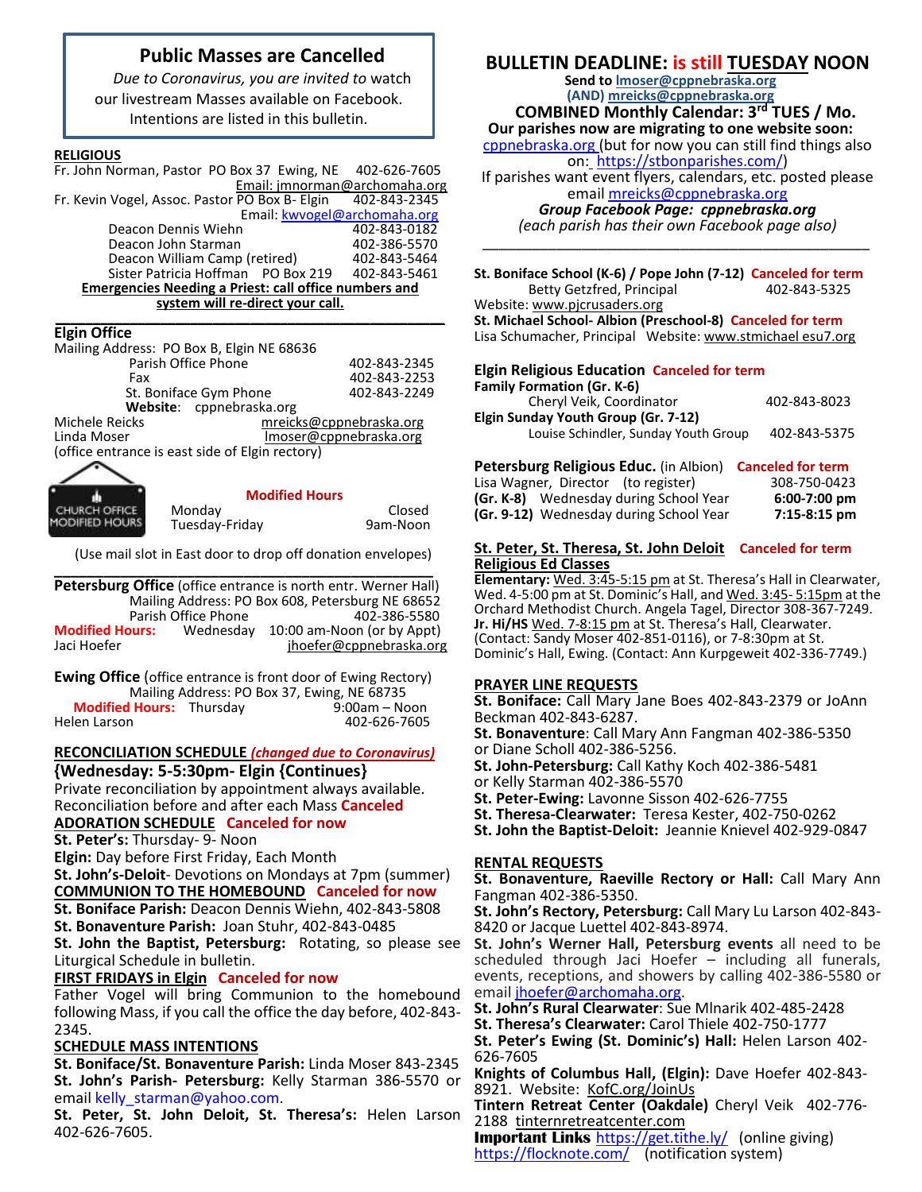## Public Masses are Cancelled

*Due to Coronavirus, you are invited to* watch our livestream Masses available on Facebook. Intentions are listed in this bulletin.

**RELIGIOUS**

Fr. John Norman, Pastor PO Box 37 Ewing, NE 402-626-7605
Email: jmnorman@archomaha.org

Fr. Kevin Vogel, Assoc. Pastor PO Box B- Elgin 402-843-2345
Email: kwvogel@archomaha.org

Deacon Dennis Wiehn 402-843-0182
Deacon John Starman 402-386-5570
Deacon William Camp (retired) 402-843-5464
Sister Patricia Hoffman PO Box 219 402-843-5461

**Emergencies Needing a Priest: call office numbers and system will re-direct your call.**

---

**Elgin Office**
Mailing Address: PO Box B, Elgin NE 68636

| | |
|---|---|
| Parish Office Phone | 402-843-2345 |
| Fax | 402-843-2253 |
| St. Boniface Gym Phone | 402-843-2249 |

**Website**: cppnebraska.org

Michele Reicks mreicks@cppnebraska.org
Linda Moser lmoser@cppnebraska.org
(office entrance is east side of Elgin rectory)

CHURCH OFFICE MODIFIED HOURS

**Modified Hours**

| | |
|---|---|
| Monday | Closed |
| Tuesday-Friday | 9am-Noon |

(Use mail slot in East door to drop off donation envelopes)

---

**Petersburg Office** (office entrance is north entr. Werner Hall)
Mailing Address: PO Box 608, Petersburg NE 68652
Parish Office Phone 402-386-5580
**Modified Hours:** Wednesday 10:00 am-Noon (or by Appt)
Jaci Hoefer jhoefer@cppnebraska.org

**Ewing Office** (office entrance is front door of Ewing Rectory)
Mailing Address: PO Box 37, Ewing, NE 68735
**Modified Hours:** Thursday 9:00am – Noon
Helen Larson 402-626-7605

**RECONCILIATION SCHEDULE** ***(changed due to Coronavirus)***

**{Wednesday: 5-5:30pm- Elgin {Continues}**

Private reconciliation by appointment always available.
Reconciliation before and after each Mass **Canceled**

**ADORATION SCHEDULE** **Canceled for now**

**St. Peter's:** Thursday- 9- Noon
**Elgin:** Day before First Friday, Each Month
**St. John's-Deloit**- Devotions on Mondays at 7pm (summer)

**COMMUNION TO THE HOMEBOUND** **Canceled for now**

**St. Boniface Parish:** Deacon Dennis Wiehn, 402-843-5808
**St. Bonaventure Parish:** Joan Stuhr, 402-843-0485
**St. John the Baptist, Petersburg:** Rotating, so please see Liturgical Schedule in bulletin.

**FIRST FRIDAYS in Elgin** **Canceled for now**

Father Vogel will bring Communion to the homebound following Mass, if you call the office the day before, 402-843-2345.

**SCHEDULE MASS INTENTIONS**

**St. Boniface/St. Bonaventure Parish:** Linda Moser 843-2345
**St. John's Parish- Petersburg:** Kelly Starman 386-5570 or email kelly_starman@yahoo.com.
**St. Peter, St. John Deloit, St. Theresa's:** Helen Larson 402-626-7605.

## BULLETIN DEADLINE: is still TUESDAY NOON

**Send to lmoser@cppnebraska.org**
**(AND) mreicks@cppnebraska.org**

**COMBINED Monthly Calendar: 3rd TUES / Mo.**

**Our parishes now are migrating to one website soon:** cppnebraska.org (but for now you can still find things also on: https://stbonparishes.com/)
If parishes want event flyers, calendars, etc. posted please email mreicks@cppnebraska.org
***Group Facebook Page: cppnebraska.org***
*(each parish has their own Facebook page also)*

---

**St. Boniface School (K-6) / Pope John (7-12)** **Canceled for term**
Betty Getzfred, Principal 402-843-5325
Website: www.pjcrusaders.org

**St. Michael School- Albion (Preschool-8)** **Canceled for term**
Lisa Schumacher, Principal Website: www.stmichael esu7.org

**Elgin Religious Education** **Canceled for term**
**Family Formation (Gr. K-6)**
Cheryl Veik, Coordinator 402-843-8023
**Elgin Sunday Youth Group (Gr. 7-12)**
Louise Schindler, Sunday Youth Group 402-843-5375

**Petersburg Religious Educ.** (in Albion) **Canceled for term**
Lisa Wagner, Director (to register) 308-750-0423
**(Gr. K-8)** Wednesday during School Year **6:00-7:00 pm**
**(Gr. 9-12)** Wednesday during School Year **7:15-8:15 pm**

**St. Peter, St. Theresa, St. John Deloit Religious Ed Classes** **Canceled for term**

**Elementary:** Wed. 3:45-5:15 pm at St. Theresa's Hall in Clearwater, Wed. 4-5:00 pm at St. Dominic's Hall, and Wed. 3:45- 5:15pm at the Orchard Methodist Church. Angela Tagel, Director 308-367-7249.
**Jr. Hi/HS** Wed. 7-8:15 pm at St. Theresa's Hall, Clearwater. (Contact: Sandy Moser 402-851-0116), or 7-8:30pm at St. Dominic's Hall, Ewing. (Contact: Ann Kurpgeweit 402-336-7749.)

**PRAYER LINE REQUESTS**

**St. Boniface:** Call Mary Jane Boes 402-843-2379 or JoAnn Beckman 402-843-6287.
**St. Bonaventure**: Call Mary Ann Fangman 402-386-5350 or Diane Scholl 402-386-5256.
**St. John-Petersburg:** Call Kathy Koch 402-386-5481 or Kelly Starman 402-386-5570
**St. Peter-Ewing:** Lavonne Sisson 402-626-7755
**St. Theresa-Clearwater:** Teresa Kester, 402-750-0262
**St. John the Baptist-Deloit:** Jeannie Knievel 402-929-0847

**RENTAL REQUESTS**

**St. Bonaventure, Raeville Rectory or Hall:** Call Mary Ann Fangman 402-386-5350.
**St. John's Rectory, Petersburg:** Call Mary Lu Larson 402-843-8420 or Jacque Luettel 402-843-8974.
**St. John's Werner Hall, Petersburg events** all need to be scheduled through Jaci Hoefer – including all funerals, events, receptions, and showers by calling 402-386-5580 or email jhoefer@archomaha.org.
**St. John's Rural Clearwater**: Sue Mlnarik 402-485-2428
**St. Theresa's Clearwater:** Carol Thiele 402-750-1777
**St. Peter's Ewing (St. Dominic's) Hall:** Helen Larson 402-626-7605
**Knights of Columbus Hall, (Elgin):** Dave Hoefer 402-843-8921. Website: KofC.org/JoinUs
**Tintern Retreat Center (Oakdale)** Cheryl Veik 402-776-2188 tinternretreatcenter.com
**Important Links** https://get.tithe.ly/ (online giving)
https://flocknote.com/ (notification system)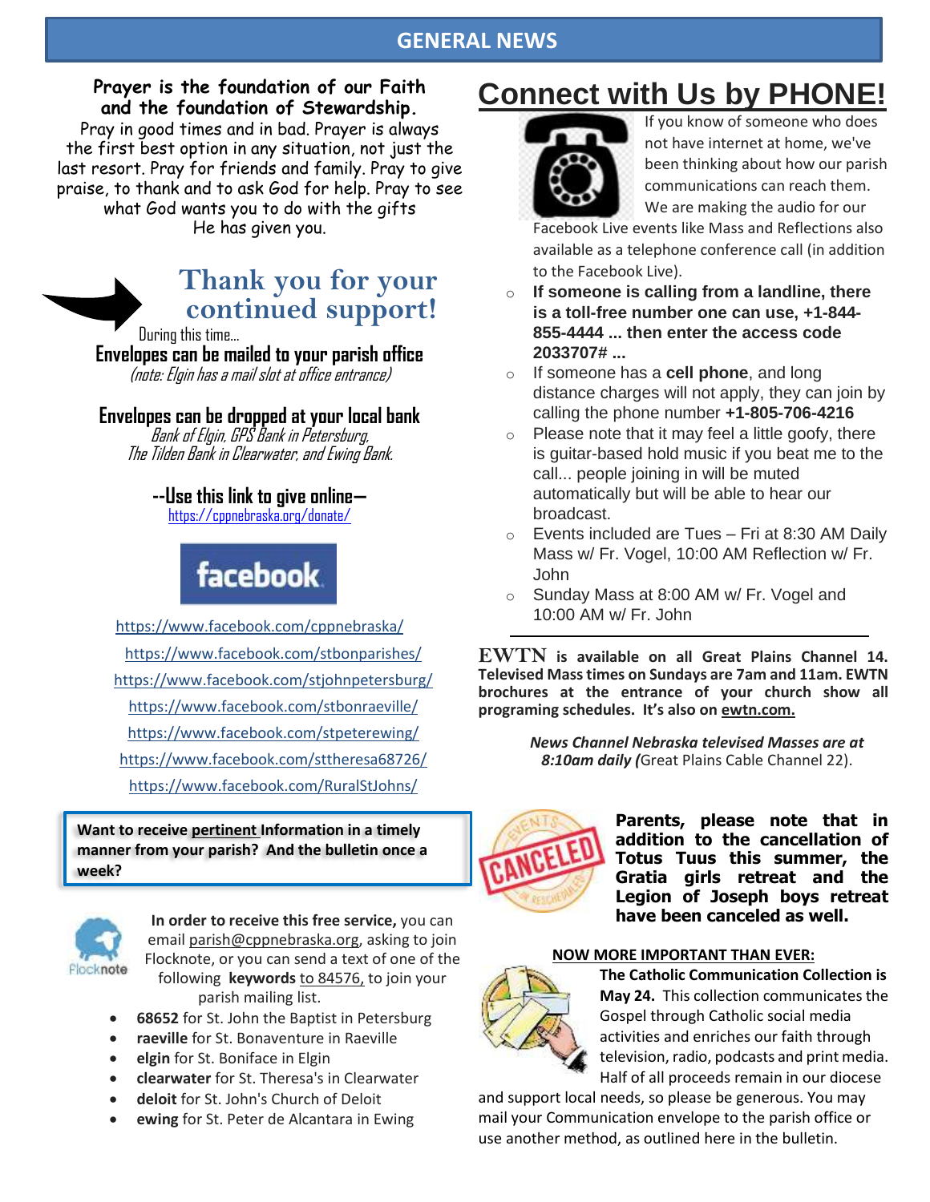# GENERAL NEWS

**Prayer is the foundation of our Faith and the foundation of Stewardship.**

Pray in good times and in bad. Prayer is always the first best option in any situation, not just the last resort. Pray for friends and family. Pray to give praise, to thank and to ask God for help. Pray to see what God wants you to do with the gifts He has given you.

## Thank you for your continued support!

During this time...

**Envelopes can be mailed to your parish office**

*(note: Elgin has a mail slot at office entrance)*

**Envelopes can be dropped at your local bank**

*Bank of Elgin, GPS Bank in Petersburg, The Tilden Bank in Clearwater, and Ewing Bank.*

**--Use this link to give online—**

https://cppnebraska.org/donate/

facebook

https://www.facebook.com/cppnebraska/

https://www.facebook.com/stbonparishes/

https://www.facebook.com/stjohnpetersburg/

https://www.facebook.com/stbonraeville/

https://www.facebook.com/stpeterewing/

https://www.facebook.com/sttheresa68726/

https://www.facebook.com/RuralStJohns/

**Want to receive pertinent Information in a timely manner from your parish? And the bulletin once a week?**

Flocknote

**In order to receive this free service,** you can email parish@cppnebraska.org, asking to join Flocknote, or you can send a text of one of the following **keywords** to 84576, to join your parish mailing list.

- **68652** for St. John the Baptist in Petersburg
- **raeville** for St. Bonaventure in Raeville
- **elgin** for St. Boniface in Elgin
- **clearwater** for St. Theresa's in Clearwater
- **deloit** for St. John's Church of Deloit
- **ewing** for St. Peter de Alcantara in Ewing

## Connect with Us by PHONE!

If you know of someone who does not have internet at home, we've been thinking about how our parish communications can reach them. We are making the audio for our Facebook Live events like Mass and Reflections also available as a telephone conference call (in addition to the Facebook Live).

- **If someone is calling from a landline, there is a toll-free number one can use, +1-844-855-4444 ... then enter the access code 2033707# ...**
- If someone has a **cell phone**, and long distance charges will not apply, they can join by calling the phone number **+1-805-706-4216**
- Please note that it may feel a little goofy, there is guitar-based hold music if you beat me to the call... people joining in will be muted automatically but will be able to hear our broadcast.
- Events included are Tues – Fri at 8:30 AM Daily Mass w/ Fr. Vogel, 10:00 AM Reflection w/ Fr. John
- Sunday Mass at 8:00 AM w/ Fr. Vogel and 10:00 AM w/ Fr. John

**EWTN is available on all Great Plains Channel 14. Televised Mass times on Sundays are 7am and 11am. EWTN brochures at the entrance of your church show all programing schedules. It's also on ewtn.com.**

***News Channel Nebraska televised Masses are at 8:10am daily (***Great Plains Cable Channel 22).

CANCELED

**Parents, please note that in addition to the cancellation of Totus Tuus this summer, the Gratia girls retreat and the Legion of Joseph boys retreat have been canceled as well.**

**NOW MORE IMPORTANT THAN EVER:**

**The Catholic Communication Collection is May 24.** This collection communicates the Gospel through Catholic social media activities and enriches our faith through television, radio, podcasts and print media. Half of all proceeds remain in our diocese and support local needs, so please be generous. You may mail your Communication envelope to the parish office or use another method, as outlined here in the bulletin.